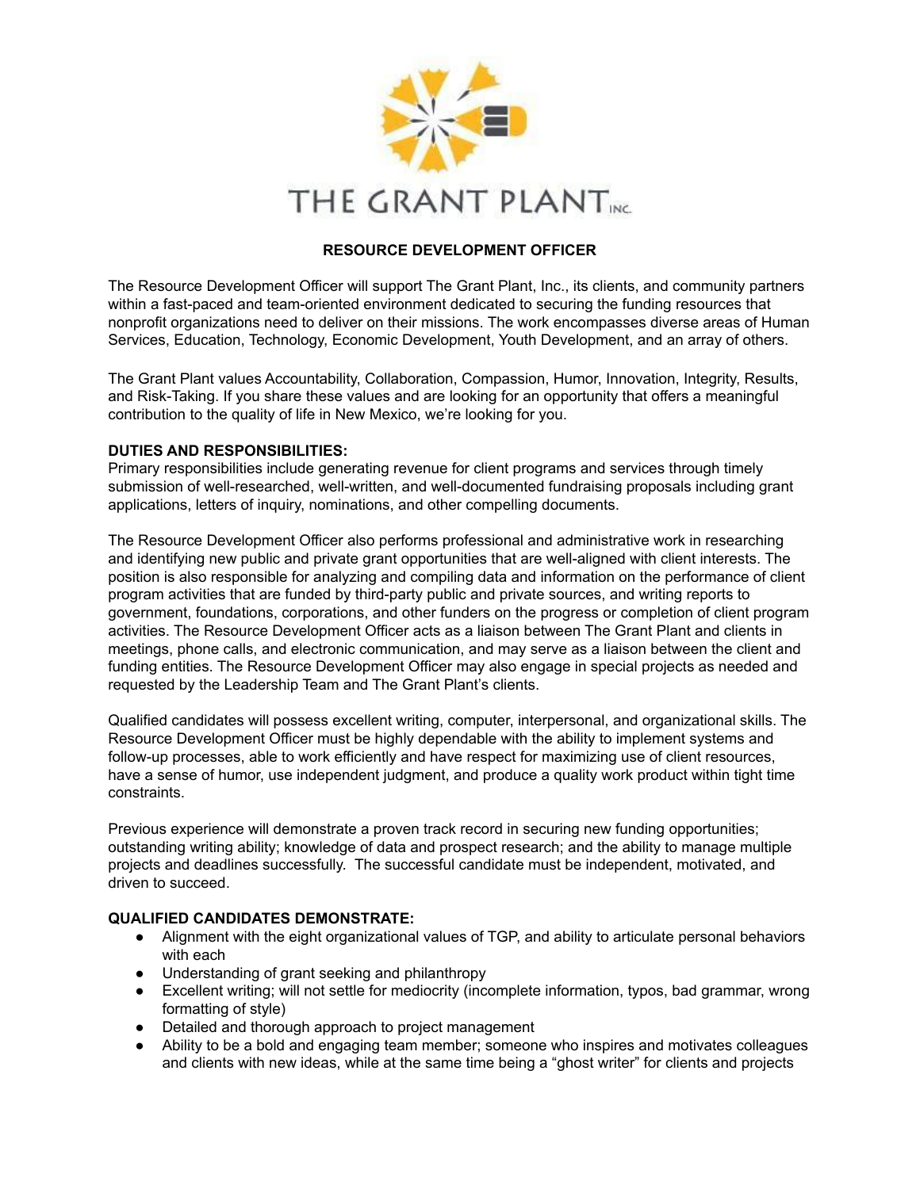# RESOURCE DEVELOPMENT OFFICER

The Resource Development Officer will support The Grant Plant, Inc., its clients, and community partners within a fast-paced and team-oriented environment dedicated to securing the funding resources that nonprofit organizations need to deliver on their missions. The work encompasses diverse areas of Human Services, Education, Technology, Economic Development, Youth Development, and an array of others.

The Grant Plant values Accountability, Collaboration, Compassion, Humor, Innovation, Integrity, Results, and Risk-Taking. If you share these values and are looking for an opportunity that offers a meaningful contribution to the quality of life in New Mexico, we're looking for you.

**DUTIES AND RESPONSIBILITIES:**
Primary responsibilities include generating revenue for client programs and services through timely submission of well-researched, well-written, and well-documented fundraising proposals including grant applications, letters of inquiry, nominations, and other compelling documents.

The Resource Development Officer also performs professional and administrative work in researching and identifying new public and private grant opportunities that are well-aligned with client interests. The position is also responsible for analyzing and compiling data and information on the performance of client program activities that are funded by third-party public and private sources, and writing reports to government, foundations, corporations, and other funders on the progress or completion of client program activities. The Resource Development Officer acts as a liaison between The Grant Plant and clients in meetings, phone calls, and electronic communication, and may serve as a liaison between the client and funding entities. The Resource Development Officer may also engage in special projects as needed and requested by the Leadership Team and The Grant Plant's clients.

Qualified candidates will possess excellent writing, computer, interpersonal, and organizational skills. The Resource Development Officer must be highly dependable with the ability to implement systems and follow-up processes, able to work efficiently and have respect for maximizing use of client resources, have a sense of humor, use independent judgment, and produce a quality work product within tight time constraints.

Previous experience will demonstrate a proven track record in securing new funding opportunities; outstanding writing ability; knowledge of data and prospect research; and the ability to manage multiple projects and deadlines successfully. The successful candidate must be independent, motivated, and driven to succeed.

**QUALIFIED CANDIDATES DEMONSTRATE:**
- Alignment with the eight organizational values of TGP, and ability to articulate personal behaviors with each
- Understanding of grant seeking and philanthropy
- Excellent writing; will not settle for mediocrity (incomplete information, typos, bad grammar, wrong formatting of style)
- Detailed and thorough approach to project management
- Ability to be a bold and engaging team member; someone who inspires and motivates colleagues and clients with new ideas, while at the same time being a "ghost writer" for clients and projects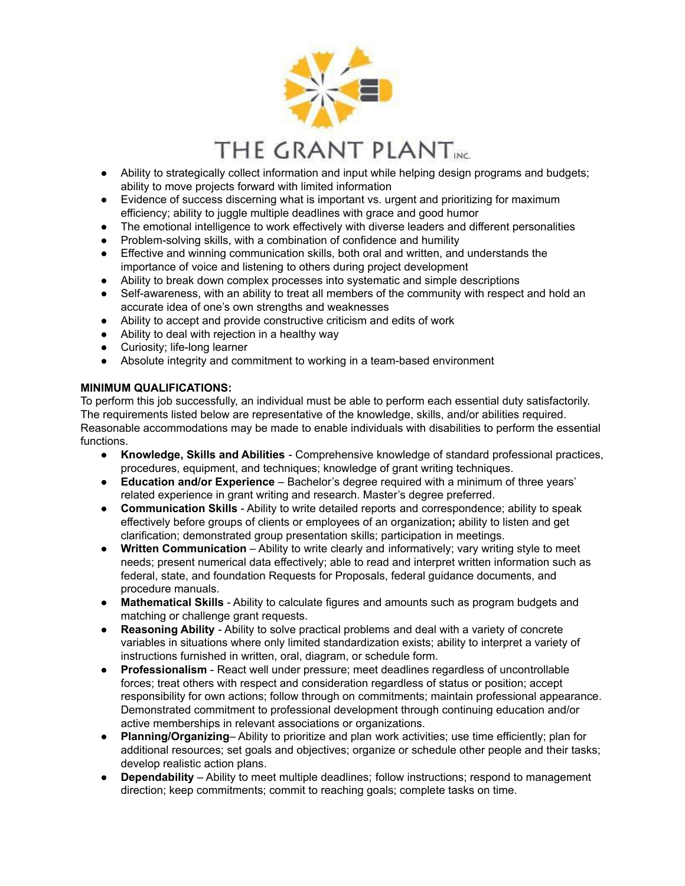- Ability to strategically collect information and input while helping design programs and budgets; ability to move projects forward with limited information
- Evidence of success discerning what is important vs. urgent and prioritizing for maximum efficiency; ability to juggle multiple deadlines with grace and good humor
- The emotional intelligence to work effectively with diverse leaders and different personalities
- Problem-solving skills, with a combination of confidence and humility
- Effective and winning communication skills, both oral and written, and understands the importance of voice and listening to others during project development
- Ability to break down complex processes into systematic and simple descriptions
- Self-awareness, with an ability to treat all members of the community with respect and hold an accurate idea of one's own strengths and weaknesses
- Ability to accept and provide constructive criticism and edits of work
- Ability to deal with rejection in a healthy way
- Curiosity; life-long learner
- Absolute integrity and commitment to working in a team-based environment

**MINIMUM QUALIFICATIONS:**

To perform this job successfully, an individual must be able to perform each essential duty satisfactorily. The requirements listed below are representative of the knowledge, skills, and/or abilities required. Reasonable accommodations may be made to enable individuals with disabilities to perform the essential functions.

- **Knowledge, Skills and Abilities** - Comprehensive knowledge of standard professional practices, procedures, equipment, and techniques; knowledge of grant writing techniques.
- **Education and/or Experience** – Bachelor's degree required with a minimum of three years' related experience in grant writing and research. Master's degree preferred.
- **Communication Skills** - Ability to write detailed reports and correspondence; ability to speak effectively before groups of clients or employees of an organization**;** ability to listen and get clarification; demonstrated group presentation skills; participation in meetings.
- **Written Communication** – Ability to write clearly and informatively; vary writing style to meet needs; present numerical data effectively; able to read and interpret written information such as federal, state, and foundation Requests for Proposals, federal guidance documents, and procedure manuals.
- **Mathematical Skills** - Ability to calculate figures and amounts such as program budgets and matching or challenge grant requests.
- **Reasoning Ability** - Ability to solve practical problems and deal with a variety of concrete variables in situations where only limited standardization exists; ability to interpret a variety of instructions furnished in written, oral, diagram, or schedule form.
- **Professionalism** - React well under pressure; meet deadlines regardless of uncontrollable forces; treat others with respect and consideration regardless of status or position; accept responsibility for own actions; follow through on commitments; maintain professional appearance. Demonstrated commitment to professional development through continuing education and/or active memberships in relevant associations or organizations.
- **Planning/Organizing**– Ability to prioritize and plan work activities; use time efficiently; plan for additional resources; set goals and objectives; organize or schedule other people and their tasks; develop realistic action plans.
- **Dependability** – Ability to meet multiple deadlines; follow instructions; respond to management direction; keep commitments; commit to reaching goals; complete tasks on time.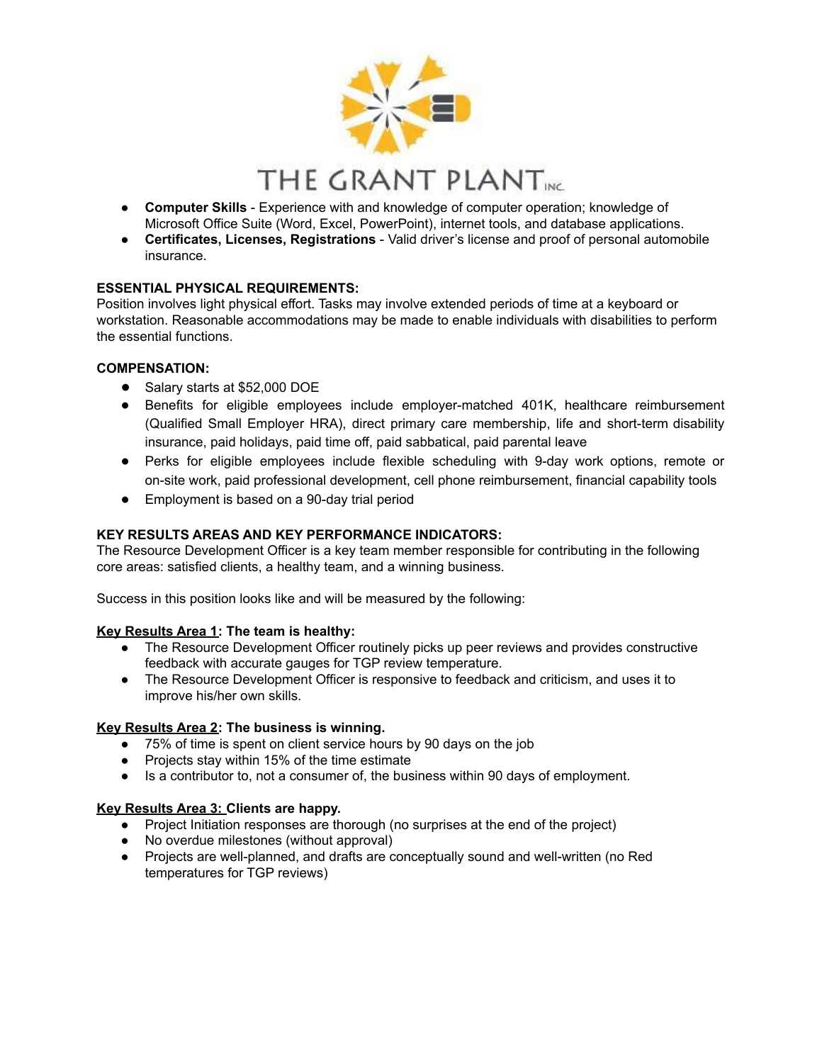- **Computer Skills** - Experience with and knowledge of computer operation; knowledge of Microsoft Office Suite (Word, Excel, PowerPoint), internet tools, and database applications.
- **Certificates, Licenses, Registrations** - Valid driver's license and proof of personal automobile insurance.

**ESSENTIAL PHYSICAL REQUIREMENTS:**
Position involves light physical effort. Tasks may involve extended periods of time at a keyboard or workstation. Reasonable accommodations may be made to enable individuals with disabilities to perform the essential functions.

**COMPENSATION:**

- Salary starts at $52,000 DOE
- Benefits for eligible employees include employer-matched 401K, healthcare reimbursement (Qualified Small Employer HRA), direct primary care membership, life and short-term disability insurance, paid holidays, paid time off, paid sabbatical, paid parental leave
- Perks for eligible employees include flexible scheduling with 9-day work options, remote or on-site work, paid professional development, cell phone reimbursement, financial capability tools
- Employment is based on a 90-day trial period

**KEY RESULTS AREAS AND KEY PERFORMANCE INDICATORS:**
The Resource Development Officer is a key team member responsible for contributing in the following core areas: satisfied clients, a healthy team, and a winning business.

Success in this position looks like and will be measured by the following:

**Key Results Area 1: The team is healthy:**

- The Resource Development Officer routinely picks up peer reviews and provides constructive feedback with accurate gauges for TGP review temperature.
- The Resource Development Officer is responsive to feedback and criticism, and uses it to improve his/her own skills.

**Key Results Area 2: The business is winning.**

- 75% of time is spent on client service hours by 90 days on the job
- Projects stay within 15% of the time estimate
- Is a contributor to, not a consumer of, the business within 90 days of employment.

**Key Results Area 3: Clients are happy.**

- Project Initiation responses are thorough (no surprises at the end of the project)
- No overdue milestones (without approval)
- Projects are well-planned, and drafts are conceptually sound and well-written (no Red temperatures for TGP reviews)